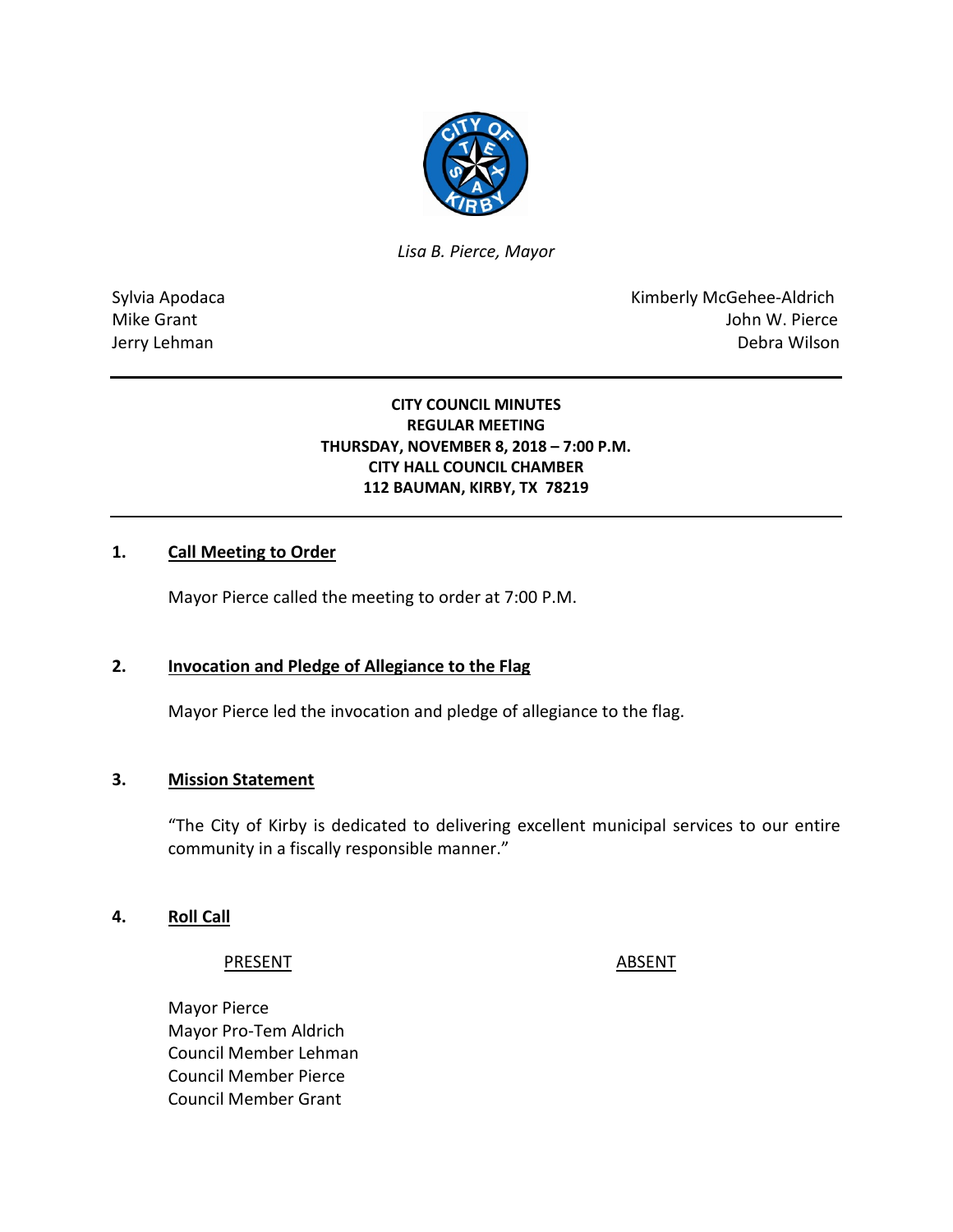*Lisa B. Pierce, Mayor*

Sylvia Apodaca
Mike Grant
Jerry Lehman

Kimberly McGehee-Aldrich
John W. Pierce
Debra Wilson

**CITY COUNCIL MINUTES**
**REGULAR MEETING**
**THURSDAY, NOVEMBER 8, 2018 – 7:00 P.M.**
**CITY HALL COUNCIL CHAMBER**
**112 BAUMAN, KIRBY, TX 78219**

## 1. Call Meeting to Order

Mayor Pierce called the meeting to order at 7:00 P.M.

## 2. Invocation and Pledge of Allegiance to the Flag

Mayor Pierce led the invocation and pledge of allegiance to the flag.

## 3. Mission Statement

"The City of Kirby is dedicated to delivering excellent municipal services to our entire community in a fiscally responsible manner."

## 4. Roll Call

| PRESENT | ABSENT |
|---|---|
| Mayor Pierce | |
| Mayor Pro-Tem Aldrich | |
| Council Member Lehman | |
| Council Member Pierce | |
| Council Member Grant | |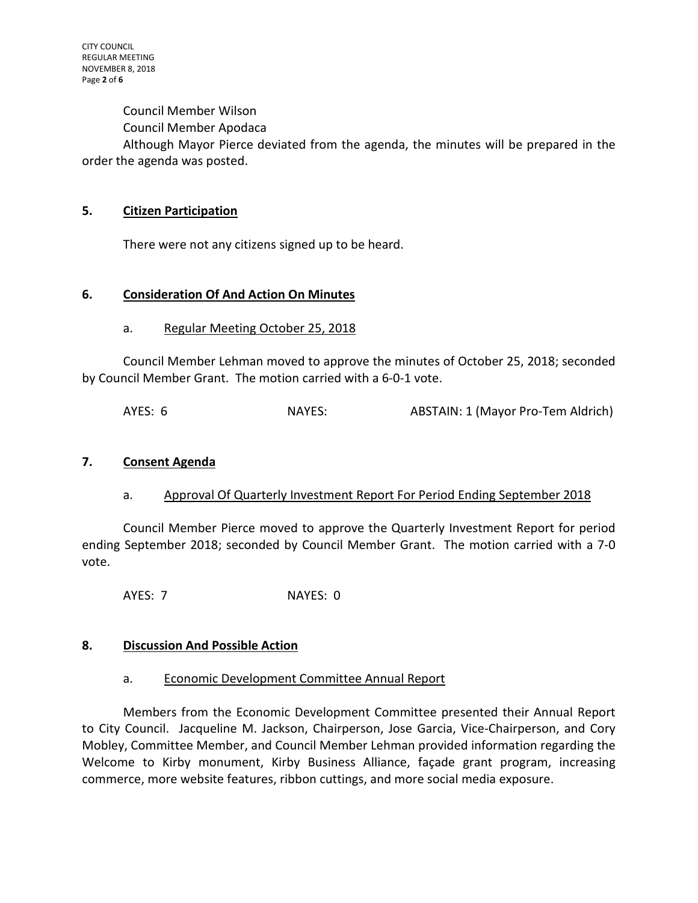Council Member Wilson

Council Member Apodaca

Although Mayor Pierce deviated from the agenda, the minutes will be prepared in the order the agenda was posted.

## 5. Citizen Participation

There were not any citizens signed up to be heard.

## 6. Consideration Of And Action On Minutes

### a. Regular Meeting October 25, 2018

Council Member Lehman moved to approve the minutes of October 25, 2018; seconded by Council Member Grant. The motion carried with a 6-0-1 vote.

AYES: 6 NAYES: ABSTAIN: 1 (Mayor Pro-Tem Aldrich)

## 7. Consent Agenda

### a. Approval Of Quarterly Investment Report For Period Ending September 2018

Council Member Pierce moved to approve the Quarterly Investment Report for period ending September 2018; seconded by Council Member Grant. The motion carried with a 7-0 vote.

AYES: 7 NAYES: 0

## 8. Discussion And Possible Action

### a. Economic Development Committee Annual Report

Members from the Economic Development Committee presented their Annual Report to City Council. Jacqueline M. Jackson, Chairperson, Jose Garcia, Vice-Chairperson, and Cory Mobley, Committee Member, and Council Member Lehman provided information regarding the Welcome to Kirby monument, Kirby Business Alliance, façade grant program, increasing commerce, more website features, ribbon cuttings, and more social media exposure.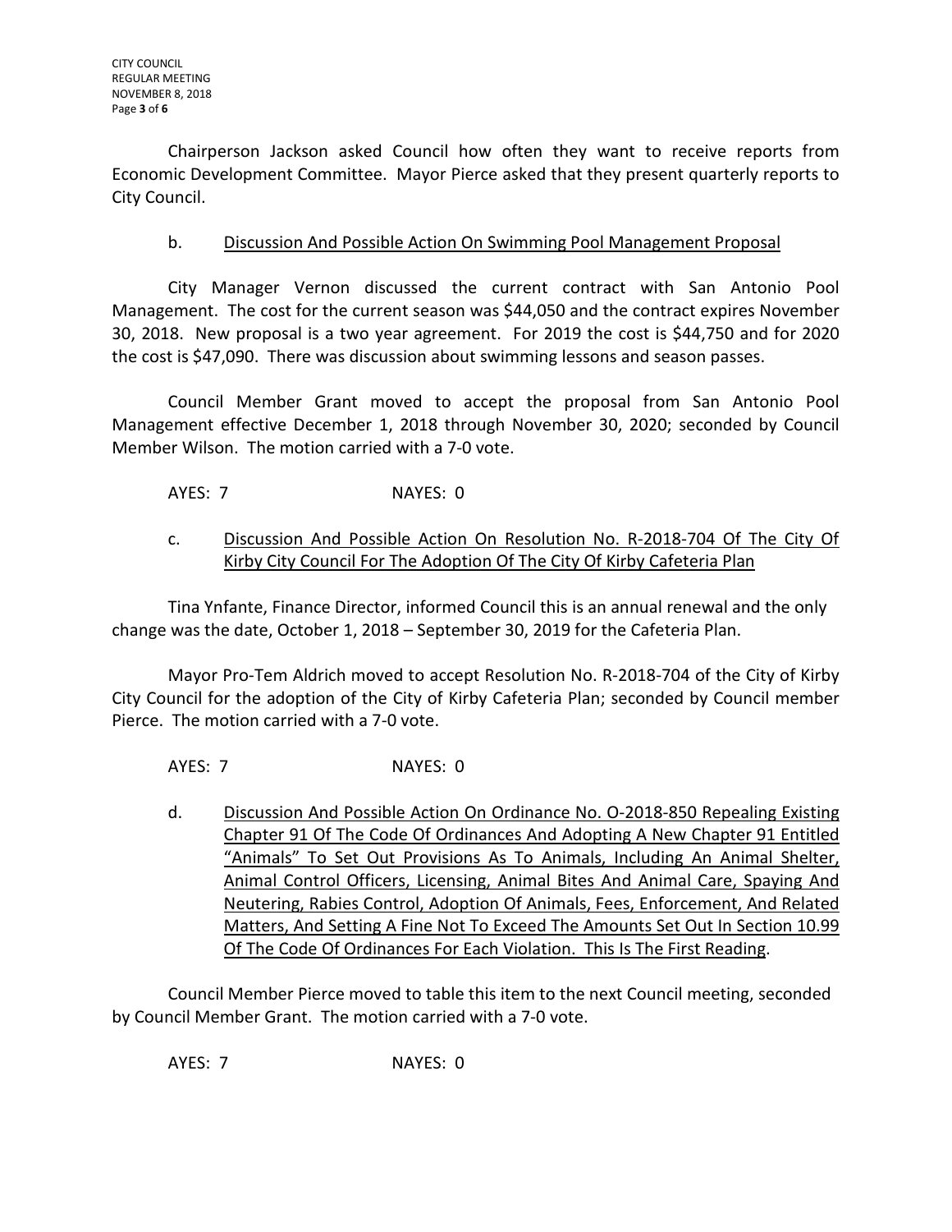Chairperson Jackson asked Council how often they want to receive reports from Economic Development Committee. Mayor Pierce asked that they present quarterly reports to City Council.

b. Discussion And Possible Action On Swimming Pool Management Proposal

City Manager Vernon discussed the current contract with San Antonio Pool Management. The cost for the current season was $44,050 and the contract expires November 30, 2018. New proposal is a two year agreement. For 2019 the cost is $44,750 and for 2020 the cost is $47,090. There was discussion about swimming lessons and season passes.

Council Member Grant moved to accept the proposal from San Antonio Pool Management effective December 1, 2018 through November 30, 2020; seconded by Council Member Wilson. The motion carried with a 7-0 vote.

AYES: 7 NAYES: 0

c. Discussion And Possible Action On Resolution No. R-2018-704 Of The City Of Kirby City Council For The Adoption Of The City Of Kirby Cafeteria Plan

Tina Ynfante, Finance Director, informed Council this is an annual renewal and the only change was the date, October 1, 2018 – September 30, 2019 for the Cafeteria Plan.

Mayor Pro-Tem Aldrich moved to accept Resolution No. R-2018-704 of the City of Kirby City Council for the adoption of the City of Kirby Cafeteria Plan; seconded by Council member Pierce. The motion carried with a 7-0 vote.

AYES: 7 NAYES: 0

d. Discussion And Possible Action On Ordinance No. O-2018-850 Repealing Existing Chapter 91 Of The Code Of Ordinances And Adopting A New Chapter 91 Entitled "Animals" To Set Out Provisions As To Animals, Including An Animal Shelter, Animal Control Officers, Licensing, Animal Bites And Animal Care, Spaying And Neutering, Rabies Control, Adoption Of Animals, Fees, Enforcement, And Related Matters, And Setting A Fine Not To Exceed The Amounts Set Out In Section 10.99 Of The Code Of Ordinances For Each Violation. This Is The First Reading.

Council Member Pierce moved to table this item to the next Council meeting, seconded by Council Member Grant. The motion carried with a 7-0 vote.

AYES: 7 NAYES: 0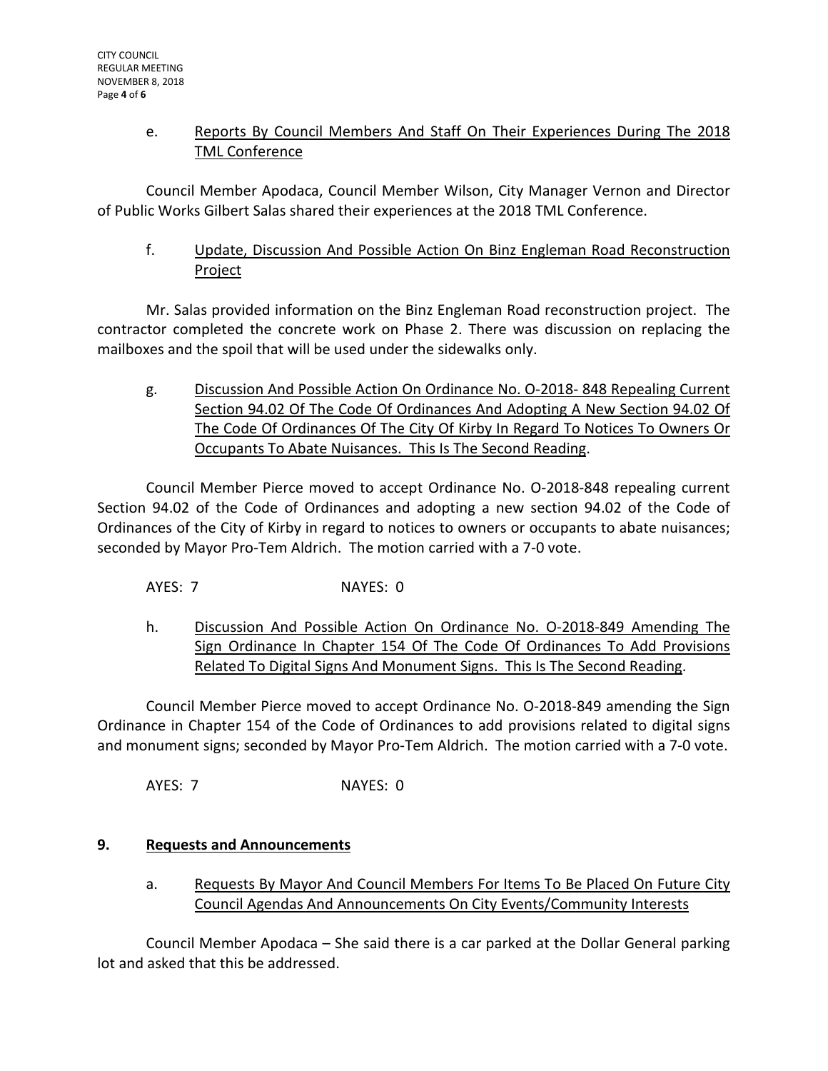e. <u>Reports By Council Members And Staff On Their Experiences During The 2018 TML Conference</u>

Council Member Apodaca, Council Member Wilson, City Manager Vernon and Director of Public Works Gilbert Salas shared their experiences at the 2018 TML Conference.

f. <u>Update, Discussion And Possible Action On Binz Engleman Road Reconstruction Project</u>

Mr. Salas provided information on the Binz Engleman Road reconstruction project. The contractor completed the concrete work on Phase 2. There was discussion on replacing the mailboxes and the spoil that will be used under the sidewalks only.

g. <u>Discussion And Possible Action On Ordinance No. O-2018- 848 Repealing Current Section 94.02 Of The Code Of Ordinances And Adopting A New Section 94.02 Of The Code Of Ordinances Of The City Of Kirby In Regard To Notices To Owners Or Occupants To Abate Nuisances. This Is The Second Reading</u>.

Council Member Pierce moved to accept Ordinance No. O-2018-848 repealing current Section 94.02 of the Code of Ordinances and adopting a new section 94.02 of the Code of Ordinances of the City of Kirby in regard to notices to owners or occupants to abate nuisances; seconded by Mayor Pro-Tem Aldrich. The motion carried with a 7-0 vote.

AYES: 7 NAYES: 0

h. <u>Discussion And Possible Action On Ordinance No. O-2018-849 Amending The Sign Ordinance In Chapter 154 Of The Code Of Ordinances To Add Provisions Related To Digital Signs And Monument Signs. This Is The Second Reading</u>.

Council Member Pierce moved to accept Ordinance No. O-2018-849 amending the Sign Ordinance in Chapter 154 of the Code of Ordinances to add provisions related to digital signs and monument signs; seconded by Mayor Pro-Tem Aldrich. The motion carried with a 7-0 vote.

AYES: 7 NAYES: 0

## 9. Requests and Announcements

a. <u>Requests By Mayor And Council Members For Items To Be Placed On Future City Council Agendas And Announcements On City Events/Community Interests</u>

Council Member Apodaca – She said there is a car parked at the Dollar General parking lot and asked that this be addressed.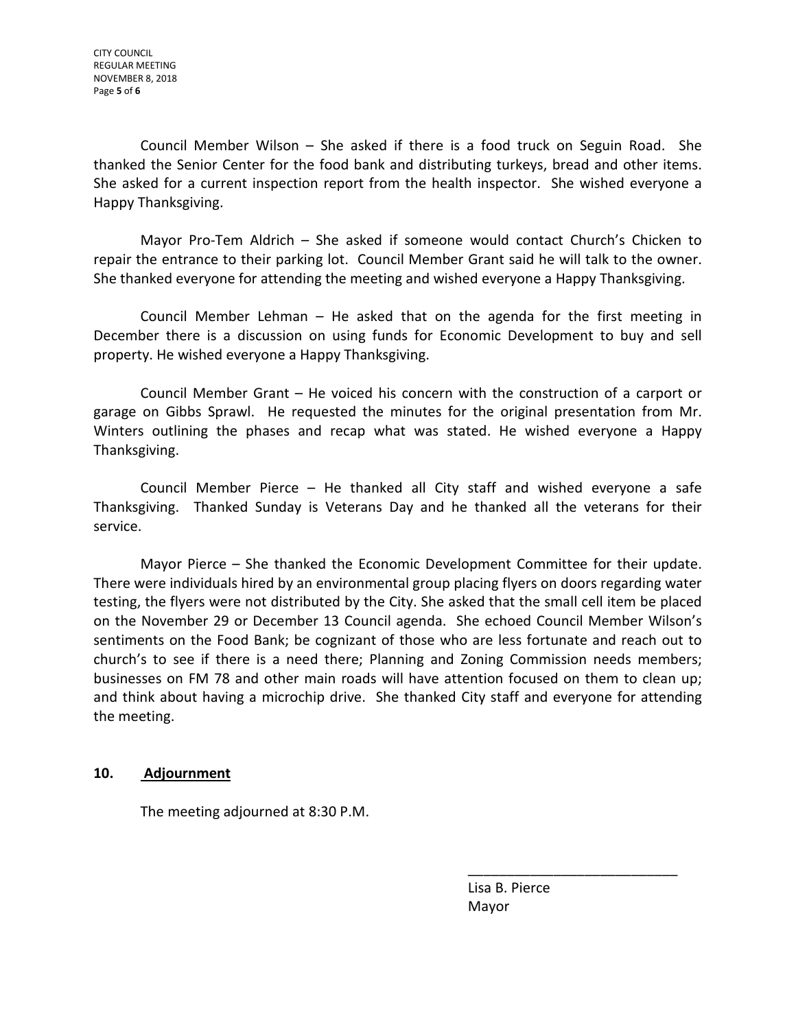Council Member Wilson – She asked if there is a food truck on Seguin Road. She thanked the Senior Center for the food bank and distributing turkeys, bread and other items. She asked for a current inspection report from the health inspector. She wished everyone a Happy Thanksgiving.

Mayor Pro-Tem Aldrich – She asked if someone would contact Church's Chicken to repair the entrance to their parking lot. Council Member Grant said he will talk to the owner. She thanked everyone for attending the meeting and wished everyone a Happy Thanksgiving.

Council Member Lehman – He asked that on the agenda for the first meeting in December there is a discussion on using funds for Economic Development to buy and sell property. He wished everyone a Happy Thanksgiving.

Council Member Grant – He voiced his concern with the construction of a carport or garage on Gibbs Sprawl. He requested the minutes for the original presentation from Mr. Winters outlining the phases and recap what was stated. He wished everyone a Happy Thanksgiving.

Council Member Pierce – He thanked all City staff and wished everyone a safe Thanksgiving. Thanked Sunday is Veterans Day and he thanked all the veterans for their service.

Mayor Pierce – She thanked the Economic Development Committee for their update. There were individuals hired by an environmental group placing flyers on doors regarding water testing, the flyers were not distributed by the City. She asked that the small cell item be placed on the November 29 or December 13 Council agenda. She echoed Council Member Wilson's sentiments on the Food Bank; be cognizant of those who are less fortunate and reach out to church's to see if there is a need there; Planning and Zoning Commission needs members; businesses on FM 78 and other main roads will have attention focused on them to clean up; and think about having a microchip drive. She thanked City staff and everyone for attending the meeting.

**10. Adjournment**

The meeting adjourned at 8:30 P.M.

\_\_\_\_\_\_\_\_\_\_\_\_\_\_\_\_\_\_\_\_\_\_\_\_\_\_\_\_

Lisa B. Pierce
Mayor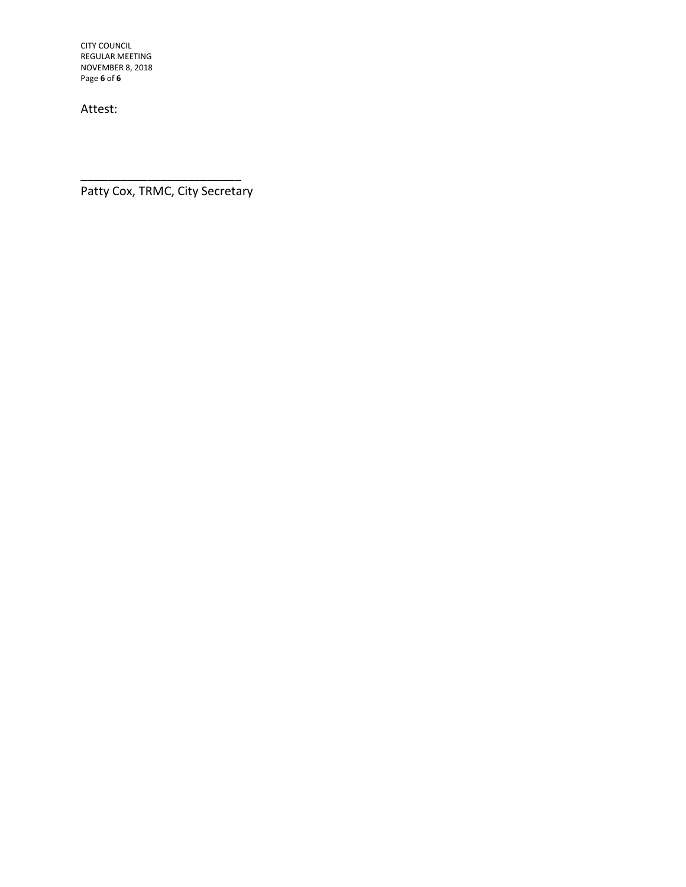Attest:

_________________________

Patty Cox, TRMC, City Secretary